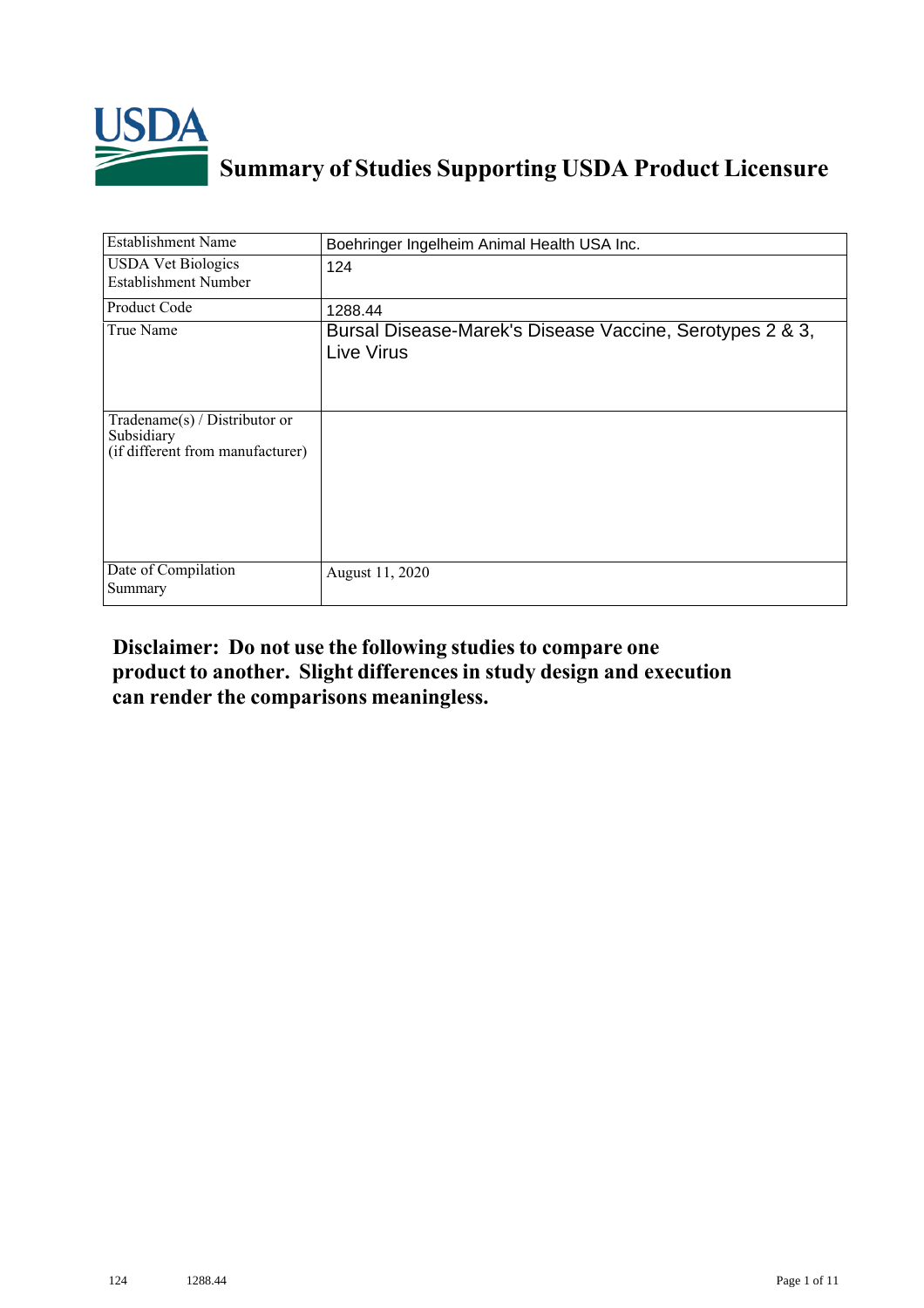# Summary of Studies Supporting USDA Product Licensure

| Establishment Name | Boehringer Ingelheim Animal Health USA Inc. |
|---|---|
| USDA Vet Biologics Establishment Number | 124 |
| Product Code | 1288.44 |
| True Name | Bursal Disease-Marek's Disease Vaccine, Serotypes 2 & 3, Live Virus |
| Tradename(s) / Distributor or Subsidiary (if different from manufacturer) | |
| Date of Compilation Summary | August 11, 2020 |

**Disclaimer: Do not use the following studies to compare one product to another. Slight differences in study design and execution can render the comparisons meaningless.**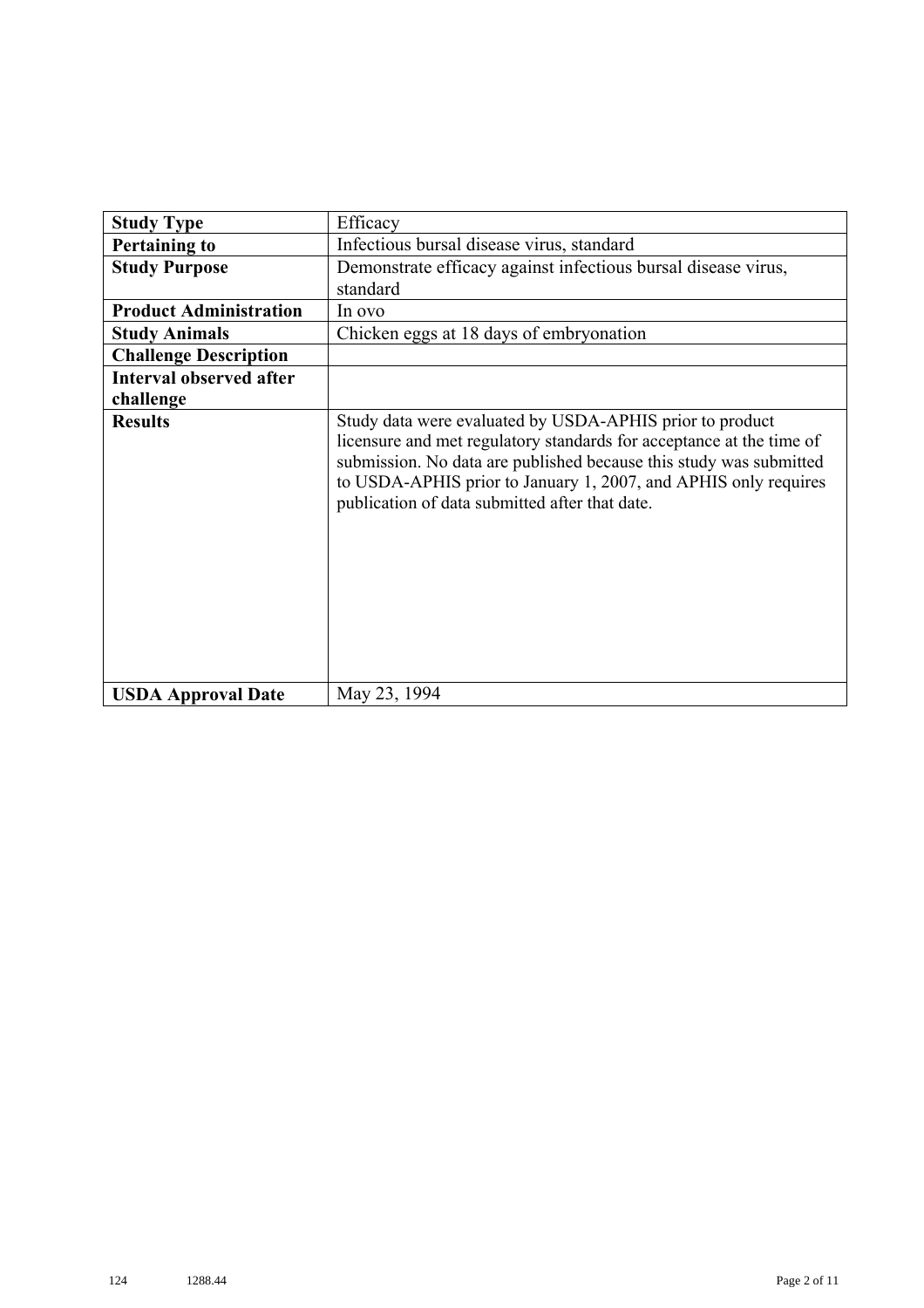| Study Type | Efficacy |
|---|---|
| **Pertaining to** | Infectious bursal disease virus, standard |
| **Study Purpose** | Demonstrate efficacy against infectious bursal disease virus, standard |
| **Product Administration** | In ovo |
| **Study Animals** | Chicken eggs at 18 days of embryonation |
| **Challenge Description** | |
| **Interval observed after challenge** | |
| **Results** | Study data were evaluated by USDA-APHIS prior to product licensure and met regulatory standards for acceptance at the time of submission. No data are published because this study was submitted to USDA-APHIS prior to January 1, 2007, and APHIS only requires publication of data submitted after that date. |
| **USDA Approval Date** | May 23, 1994 |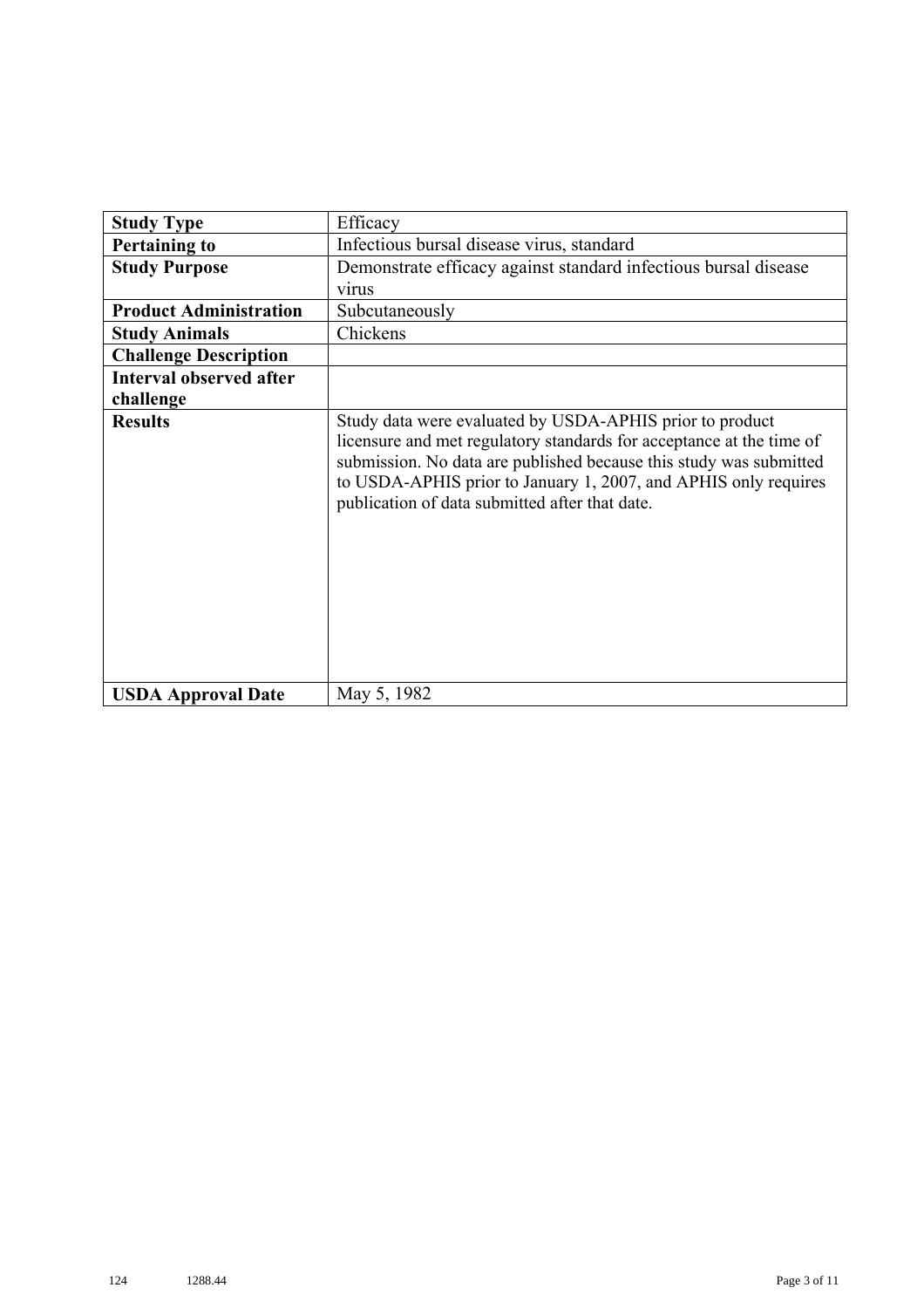| Study Type | Efficacy |
|---|---|
| **Pertaining to** | Infectious bursal disease virus, standard |
| **Study Purpose** | Demonstrate efficacy against standard infectious bursal disease virus |
| **Product Administration** | Subcutaneously |
| **Study Animals** | Chickens |
| **Challenge Description** | |
| **Interval observed after challenge** | |
| **Results** | Study data were evaluated by USDA-APHIS prior to product licensure and met regulatory standards for acceptance at the time of submission. No data are published because this study was submitted to USDA-APHIS prior to January 1, 2007, and APHIS only requires publication of data submitted after that date. |
| **USDA Approval Date** | May 5, 1982 |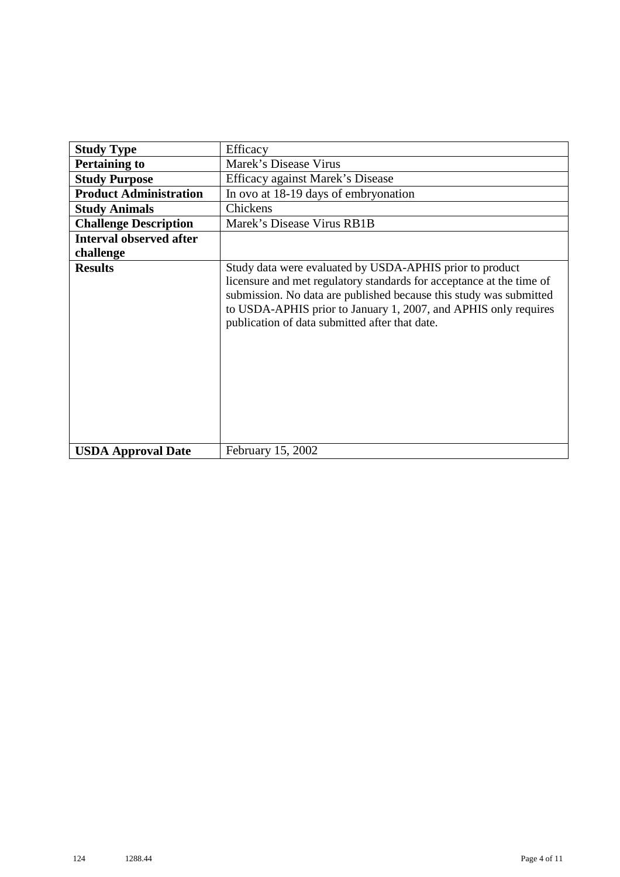| Study Type | Efficacy |
|---|---|
| **Pertaining to** | Marek's Disease Virus |
| **Study Purpose** | Efficacy against Marek's Disease |
| **Product Administration** | In ovo at 18-19 days of embryonation |
| **Study Animals** | Chickens |
| **Challenge Description** | Marek's Disease Virus RB1B |
| **Interval observed after challenge** | |
| **Results** | Study data were evaluated by USDA-APHIS prior to product licensure and met regulatory standards for acceptance at the time of submission. No data are published because this study was submitted to USDA-APHIS prior to January 1, 2007, and APHIS only requires publication of data submitted after that date. |
| **USDA Approval Date** | February 15, 2002 |

124 1288.44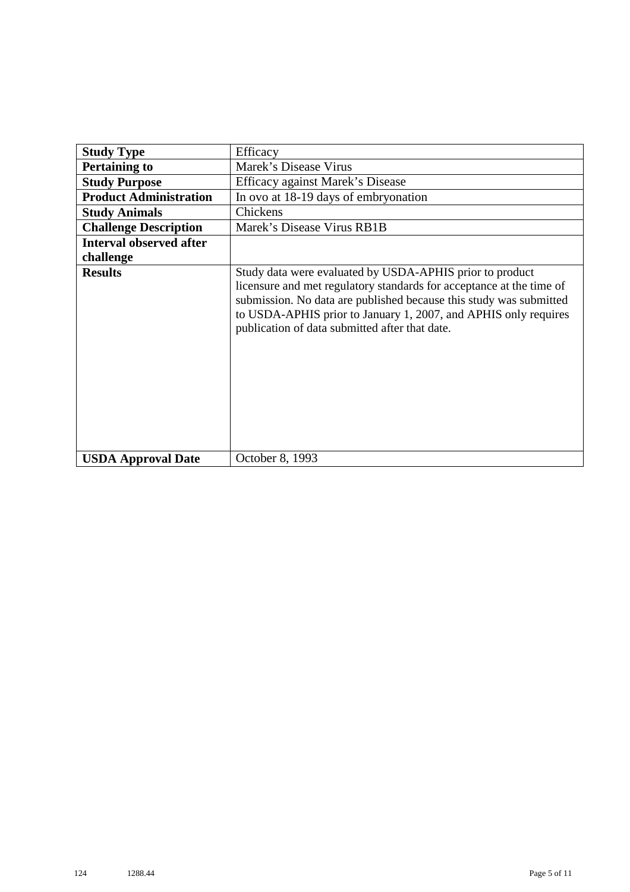| **Study Type** | Efficacy |
|---|---|
| **Pertaining to** | Marek's Disease Virus |
| **Study Purpose** | Efficacy against Marek's Disease |
| **Product Administration** | In ovo at 18-19 days of embryonation |
| **Study Animals** | Chickens |
| **Challenge Description** | Marek's Disease Virus RB1B |
| **Interval observed after challenge** | |
| **Results** | Study data were evaluated by USDA-APHIS prior to product licensure and met regulatory standards for acceptance at the time of submission. No data are published because this study was submitted to USDA-APHIS prior to January 1, 2007, and APHIS only requires publication of data submitted after that date. |
| **USDA Approval Date** | October 8, 1993 |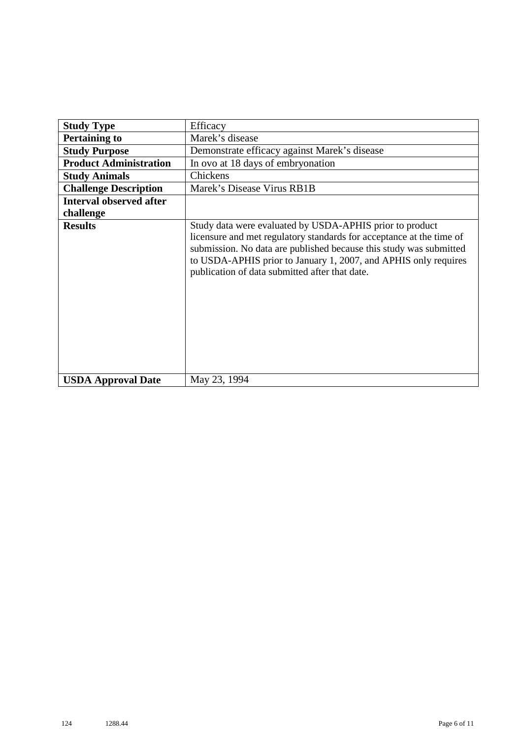| **Study Type** | Efficacy |
|---|---|
| **Pertaining to** | Marek's disease |
| **Study Purpose** | Demonstrate efficacy against Marek's disease |
| **Product Administration** | In ovo at 18 days of embryonation |
| **Study Animals** | Chickens |
| **Challenge Description** | Marek's Disease Virus RB1B |
| **Interval observed after challenge** | |
| **Results** | Study data were evaluated by USDA-APHIS prior to product licensure and met regulatory standards for acceptance at the time of submission. No data are published because this study was submitted to USDA-APHIS prior to January 1, 2007, and APHIS only requires publication of data submitted after that date. |
| **USDA Approval Date** | May 23, 1994 |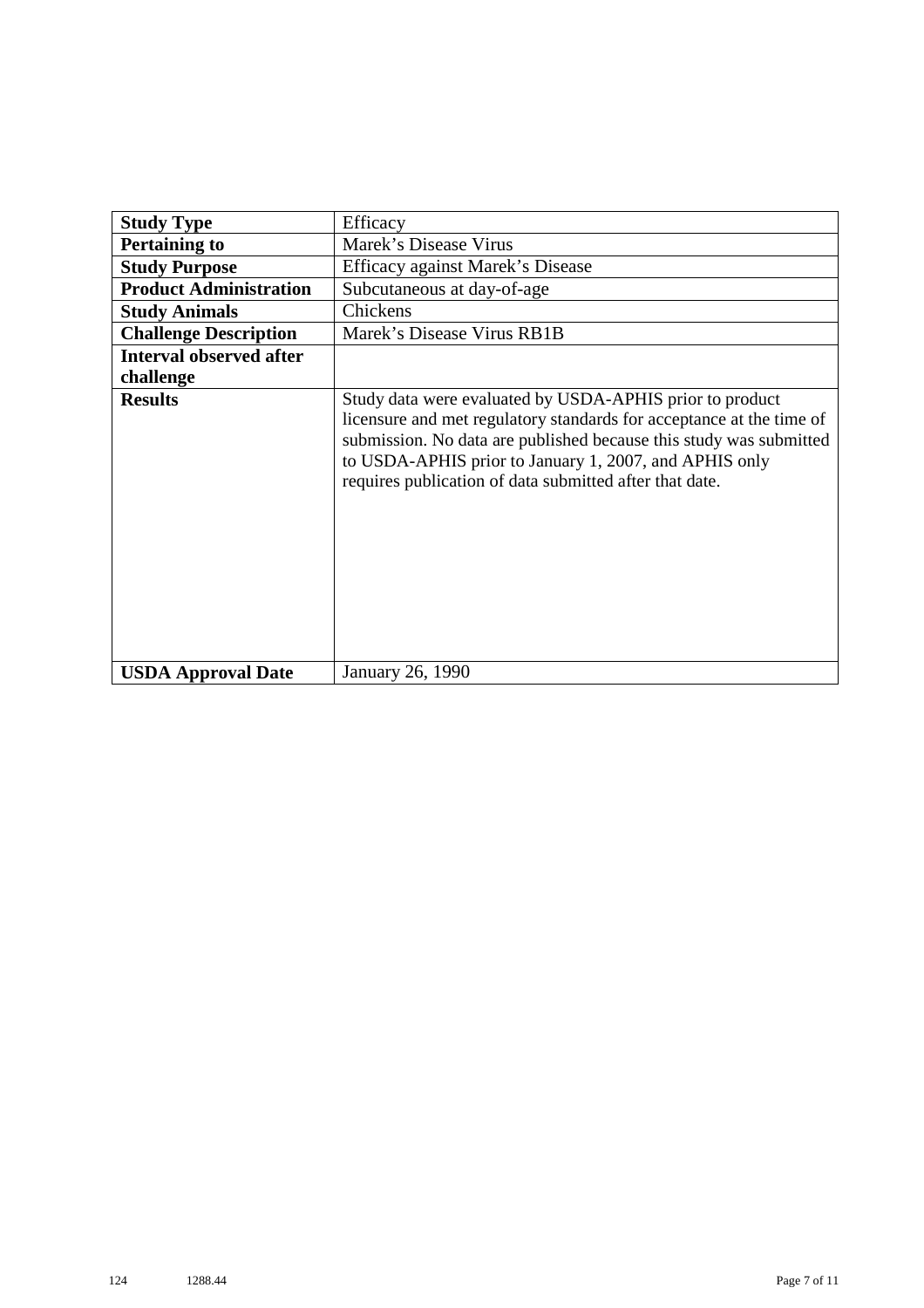| **Study Type** | Efficacy |
|---|---|
| **Pertaining to** | Marek's Disease Virus |
| **Study Purpose** | Efficacy against Marek's Disease |
| **Product Administration** | Subcutaneous at day-of-age |
| **Study Animals** | Chickens |
| **Challenge Description** | Marek's Disease Virus RB1B |
| **Interval observed after challenge** | |
| **Results** | Study data were evaluated by USDA-APHIS prior to product licensure and met regulatory standards for acceptance at the time of submission. No data are published because this study was submitted to USDA-APHIS prior to January 1, 2007, and APHIS only requires publication of data submitted after that date. |
| **USDA Approval Date** | January 26, 1990 |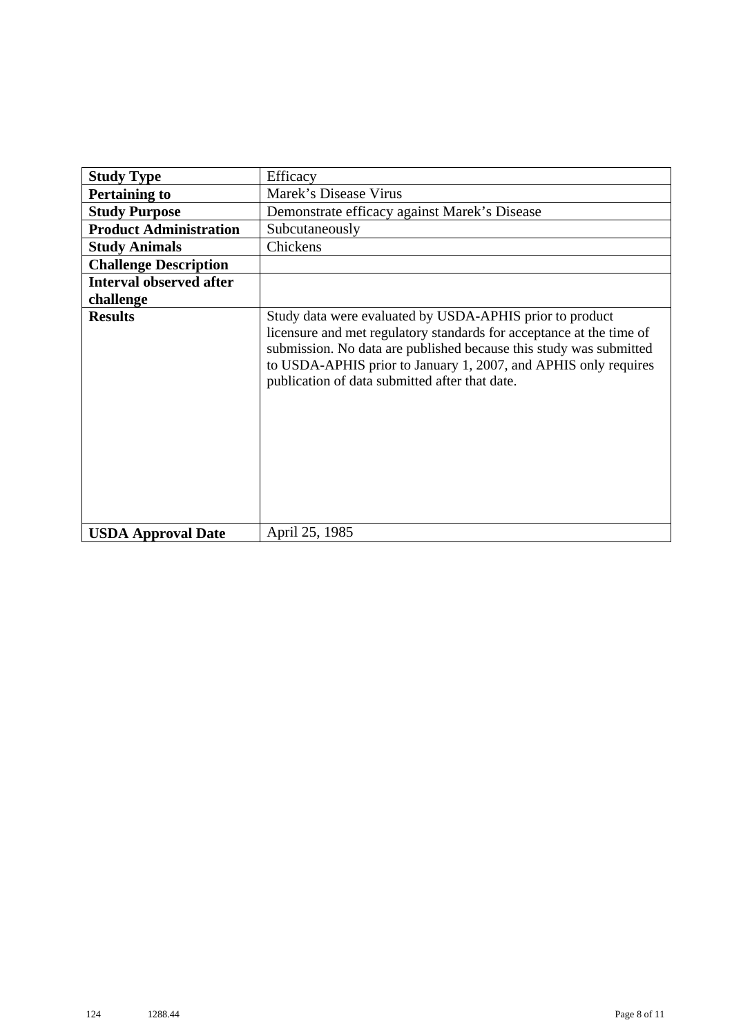| **Study Type** | Efficacy |
|---|---|
| **Pertaining to** | Marek's Disease Virus |
| **Study Purpose** | Demonstrate efficacy against Marek's Disease |
| **Product Administration** | Subcutaneously |
| **Study Animals** | Chickens |
| **Challenge Description** | |
| **Interval observed after challenge** | |
| **Results** | Study data were evaluated by USDA-APHIS prior to product licensure and met regulatory standards for acceptance at the time of submission. No data are published because this study was submitted to USDA-APHIS prior to January 1, 2007, and APHIS only requires publication of data submitted after that date. |
| **USDA Approval Date** | April 25, 1985 |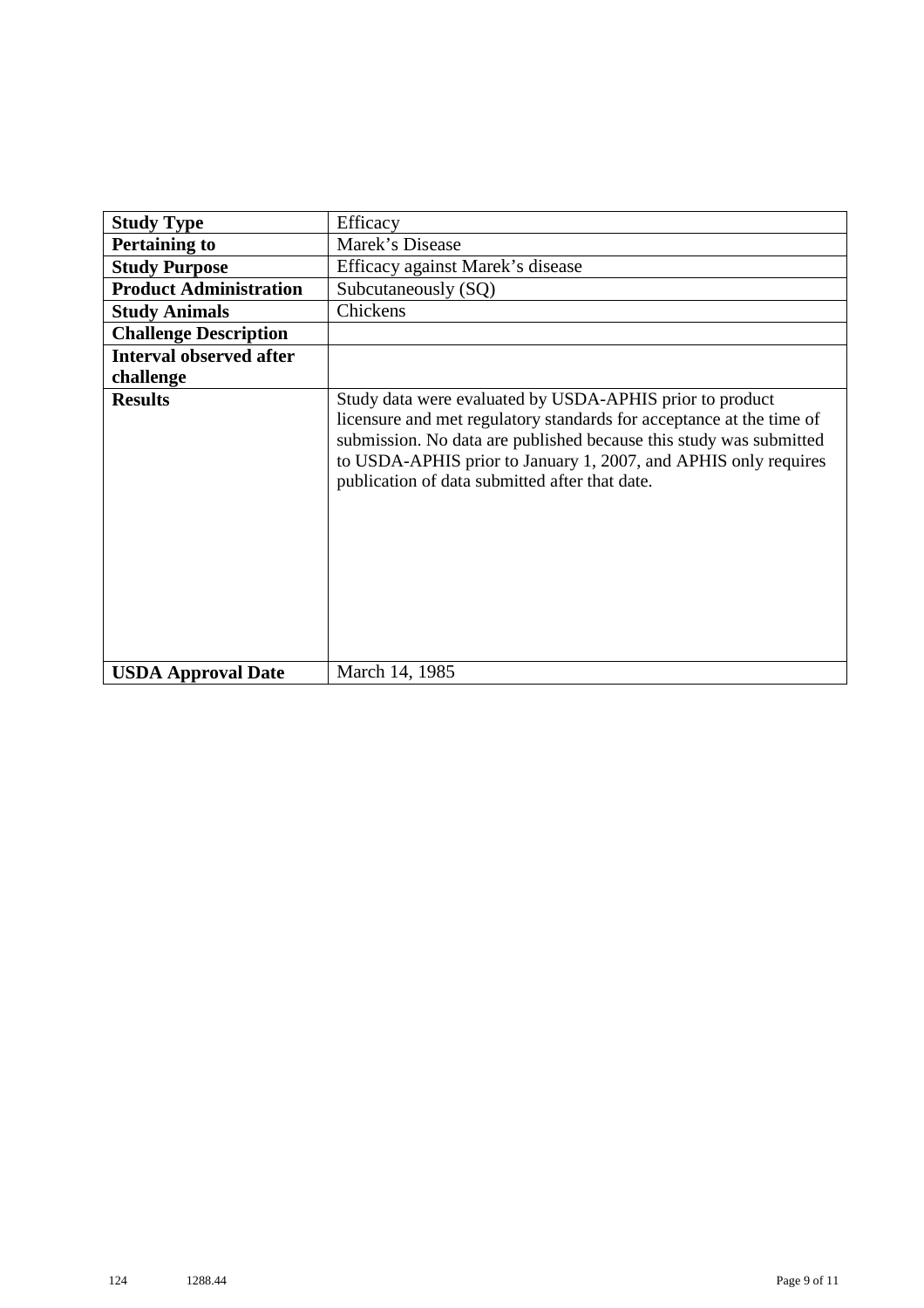| **Study Type** | Efficacy |
|---|---|
| **Pertaining to** | Marek's Disease |
| **Study Purpose** | Efficacy against Marek's disease |
| **Product Administration** | Subcutaneously (SQ) |
| **Study Animals** | Chickens |
| **Challenge Description** | |
| **Interval observed after challenge** | |
| **Results** | Study data were evaluated by USDA-APHIS prior to product licensure and met regulatory standards for acceptance at the time of submission. No data are published because this study was submitted to USDA-APHIS prior to January 1, 2007, and APHIS only requires publication of data submitted after that date. |
| **USDA Approval Date** | March 14, 1985 |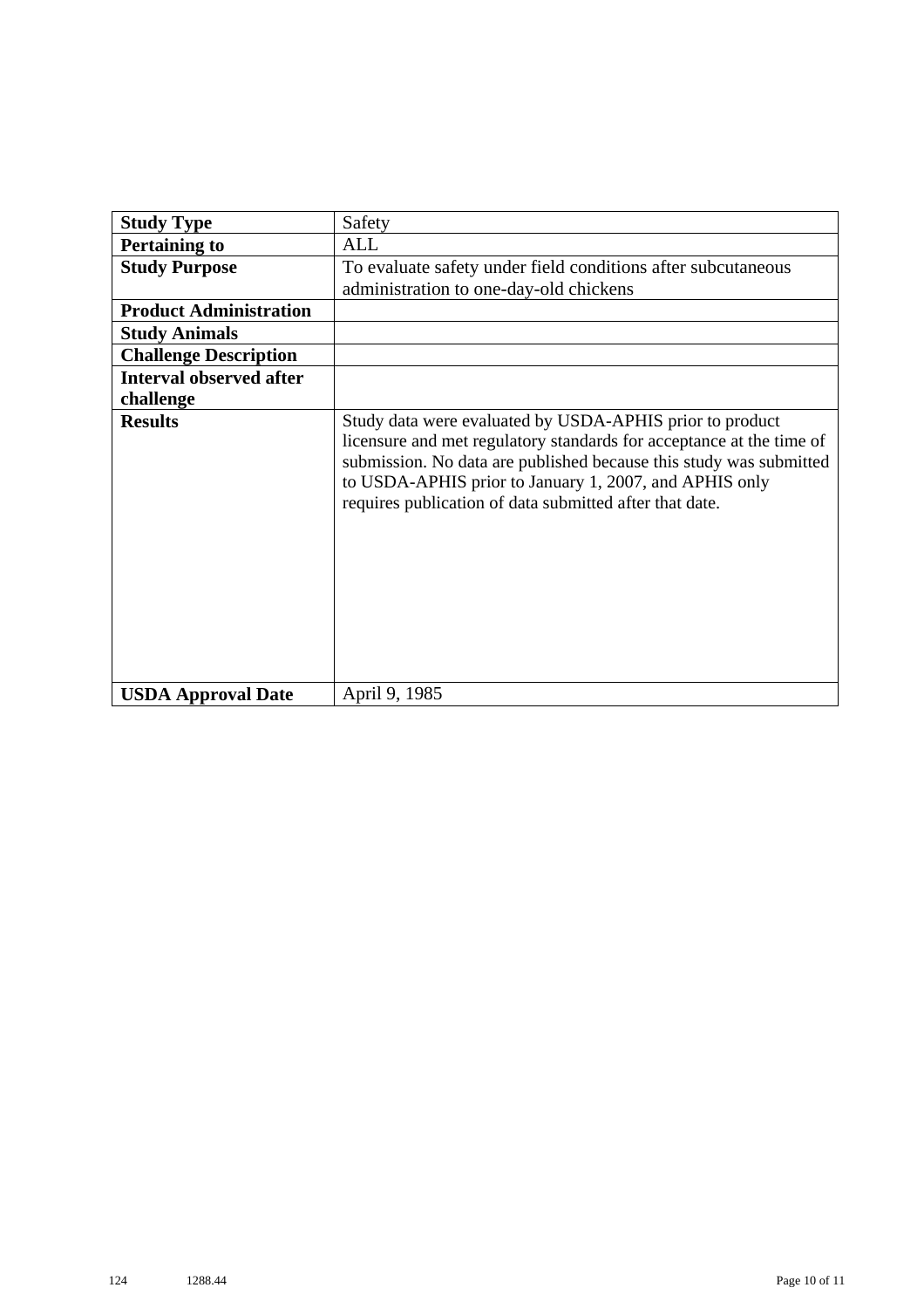| **Study Type** | Safety |
| --- | --- |
| **Pertaining to** | ALL |
| **Study Purpose** | To evaluate safety under field conditions after subcutaneous administration to one-day-old chickens |
| **Product Administration** | |
| **Study Animals** | |
| **Challenge Description** | |
| **Interval observed after challenge** | |
| **Results** | Study data were evaluated by USDA-APHIS prior to product licensure and met regulatory standards for acceptance at the time of submission. No data are published because this study was submitted to USDA-APHIS prior to January 1, 2007, and APHIS only requires publication of data submitted after that date. |
| **USDA Approval Date** | April 9, 1985 |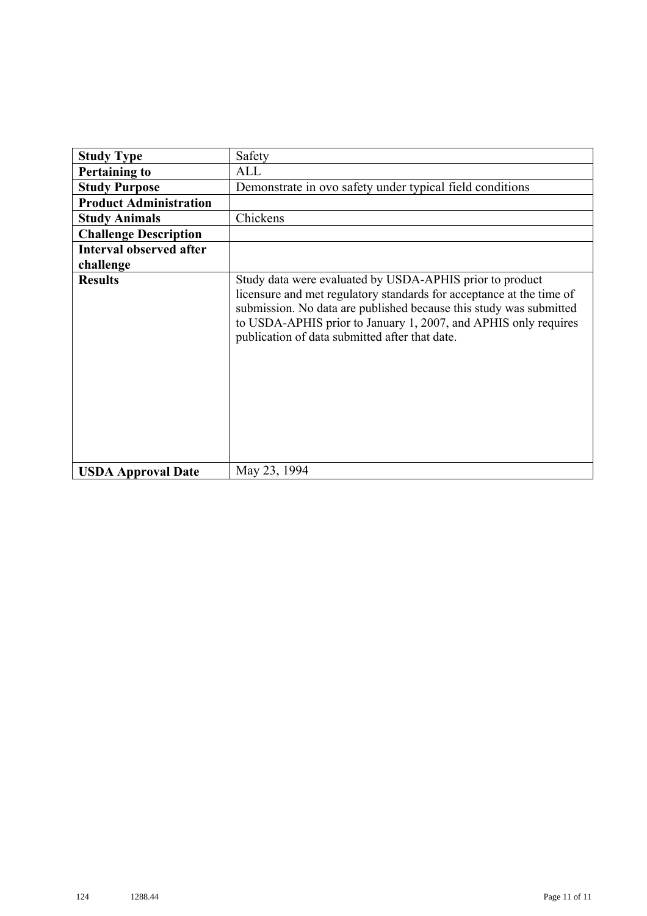| | |
|---|---|
| **Study Type** | Safety |
| **Pertaining to** | ALL |
| **Study Purpose** | Demonstrate in ovo safety under typical field conditions |
| **Product Administration** | |
| **Study Animals** | Chickens |
| **Challenge Description** | |
| **Interval observed after challenge** | |
| **Results** | Study data were evaluated by USDA-APHIS prior to product licensure and met regulatory standards for acceptance at the time of submission. No data are published because this study was submitted to USDA-APHIS prior to January 1, 2007, and APHIS only requires publication of data submitted after that date. |
| **USDA Approval Date** | May 23, 1994 |

124 1288.44